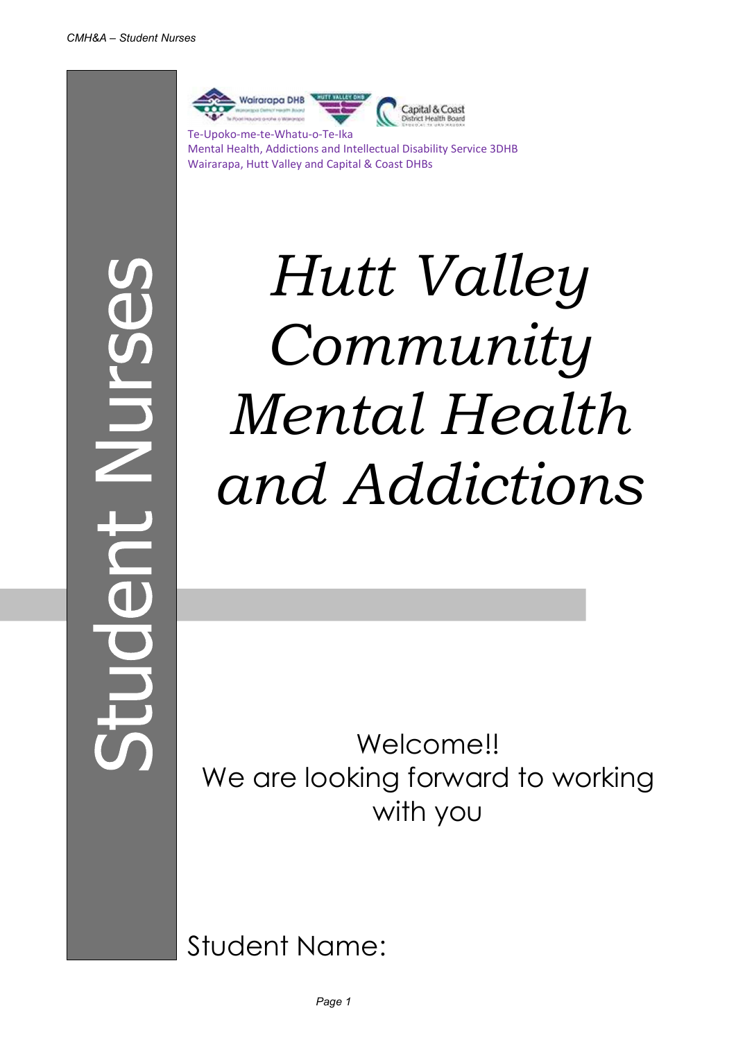Te-Upoko-me-te-Whatu-o-Te-Ika
Mental Health, Addictions and Intellectual Disability Service 3DHB
Wairarapa, Hutt Valley and Capital & Coast DHBs

Student Nurses

# *Hutt Valley Community Mental Health and Addictions*

Welcome!!
We are looking forward to working with you

Student Name: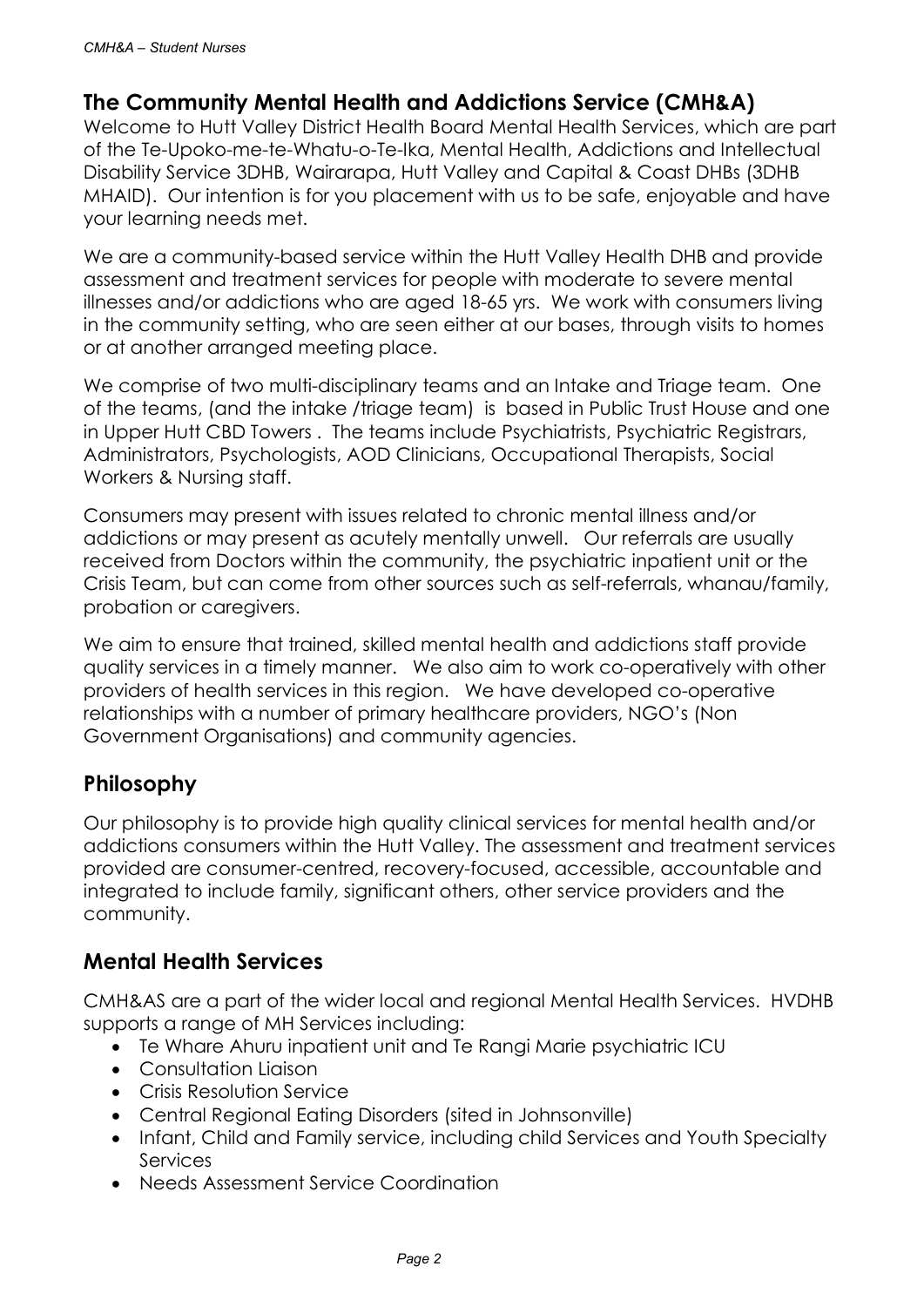## The Community Mental Health and Addictions Service (CMH&A)

Welcome to Hutt Valley District Health Board Mental Health Services, which are part of the Te-Upoko-me-te-Whatu-o-Te-Ika, Mental Health, Addictions and Intellectual Disability Service 3DHB, Wairarapa, Hutt Valley and Capital & Coast DHBs (3DHB MHAID). Our intention is for you placement with us to be safe, enjoyable and have your learning needs met.

We are a community-based service within the Hutt Valley Health DHB and provide assessment and treatment services for people with moderate to severe mental illnesses and/or addictions who are aged 18-65 yrs. We work with consumers living in the community setting, who are seen either at our bases, through visits to homes or at another arranged meeting place.

We comprise of two multi-disciplinary teams and an Intake and Triage team. One of the teams, (and the intake /triage team) is based in Public Trust House and one in Upper Hutt CBD Towers . The teams include Psychiatrists, Psychiatric Registrars, Administrators, Psychologists, AOD Clinicians, Occupational Therapists, Social Workers & Nursing staff.

Consumers may present with issues related to chronic mental illness and/or addictions or may present as acutely mentally unwell. Our referrals are usually received from Doctors within the community, the psychiatric inpatient unit or the Crisis Team, but can come from other sources such as self-referrals, whanau/family, probation or caregivers.

We aim to ensure that trained, skilled mental health and addictions staff provide quality services in a timely manner. We also aim to work co-operatively with other providers of health services in this region. We have developed co-operative relationships with a number of primary healthcare providers, NGO's (Non Government Organisations) and community agencies.

## Philosophy

Our philosophy is to provide high quality clinical services for mental health and/or addictions consumers within the Hutt Valley. The assessment and treatment services provided are consumer-centred, recovery-focused, accessible, accountable and integrated to include family, significant others, other service providers and the community.

## Mental Health Services

CMH&AS are a part of the wider local and regional Mental Health Services. HVDHB supports a range of MH Services including:

- Te Whare Ahuru inpatient unit and Te Rangi Marie psychiatric ICU
- Consultation Liaison
- Crisis Resolution Service
- Central Regional Eating Disorders (sited in Johnsonville)
- Infant, Child and Family service, including child Services and Youth Specialty Services
- Needs Assessment Service Coordination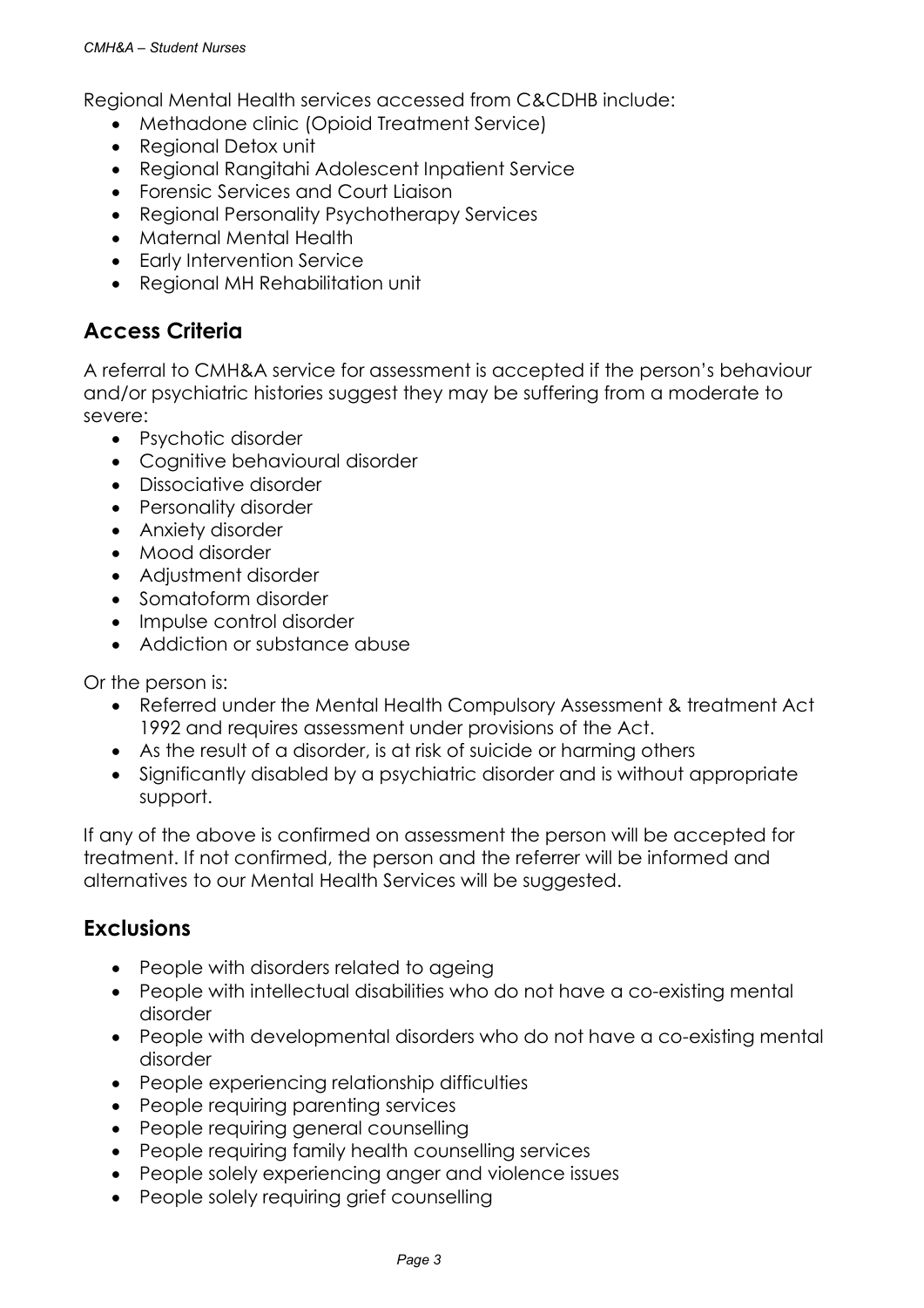Regional Mental Health services accessed from C&CDHB include:

- Methadone clinic (Opioid Treatment Service)
- Regional Detox unit
- Regional Rangitahi Adolescent Inpatient Service
- Forensic Services and Court Liaison
- Regional Personality Psychotherapy Services
- Maternal Mental Health
- Early Intervention Service
- Regional MH Rehabilitation unit

## Access Criteria

A referral to CMH&A service for assessment is accepted if the person's behaviour and/or psychiatric histories suggest they may be suffering from a moderate to severe:

- Psychotic disorder
- Cognitive behavioural disorder
- Dissociative disorder
- Personality disorder
- Anxiety disorder
- Mood disorder
- Adjustment disorder
- Somatoform disorder
- Impulse control disorder
- Addiction or substance abuse

Or the person is:

- Referred under the Mental Health Compulsory Assessment & treatment Act 1992 and requires assessment under provisions of the Act.
- As the result of a disorder, is at risk of suicide or harming others
- Significantly disabled by a psychiatric disorder and is without appropriate support.

If any of the above is confirmed on assessment the person will be accepted for treatment. If not confirmed, the person and the referrer will be informed and alternatives to our Mental Health Services will be suggested.

## Exclusions

- People with disorders related to ageing
- People with intellectual disabilities who do not have a co-existing mental disorder
- People with developmental disorders who do not have a co-existing mental disorder
- People experiencing relationship difficulties
- People requiring parenting services
- People requiring general counselling
- People requiring family health counselling services
- People solely experiencing anger and violence issues
- People solely requiring grief counselling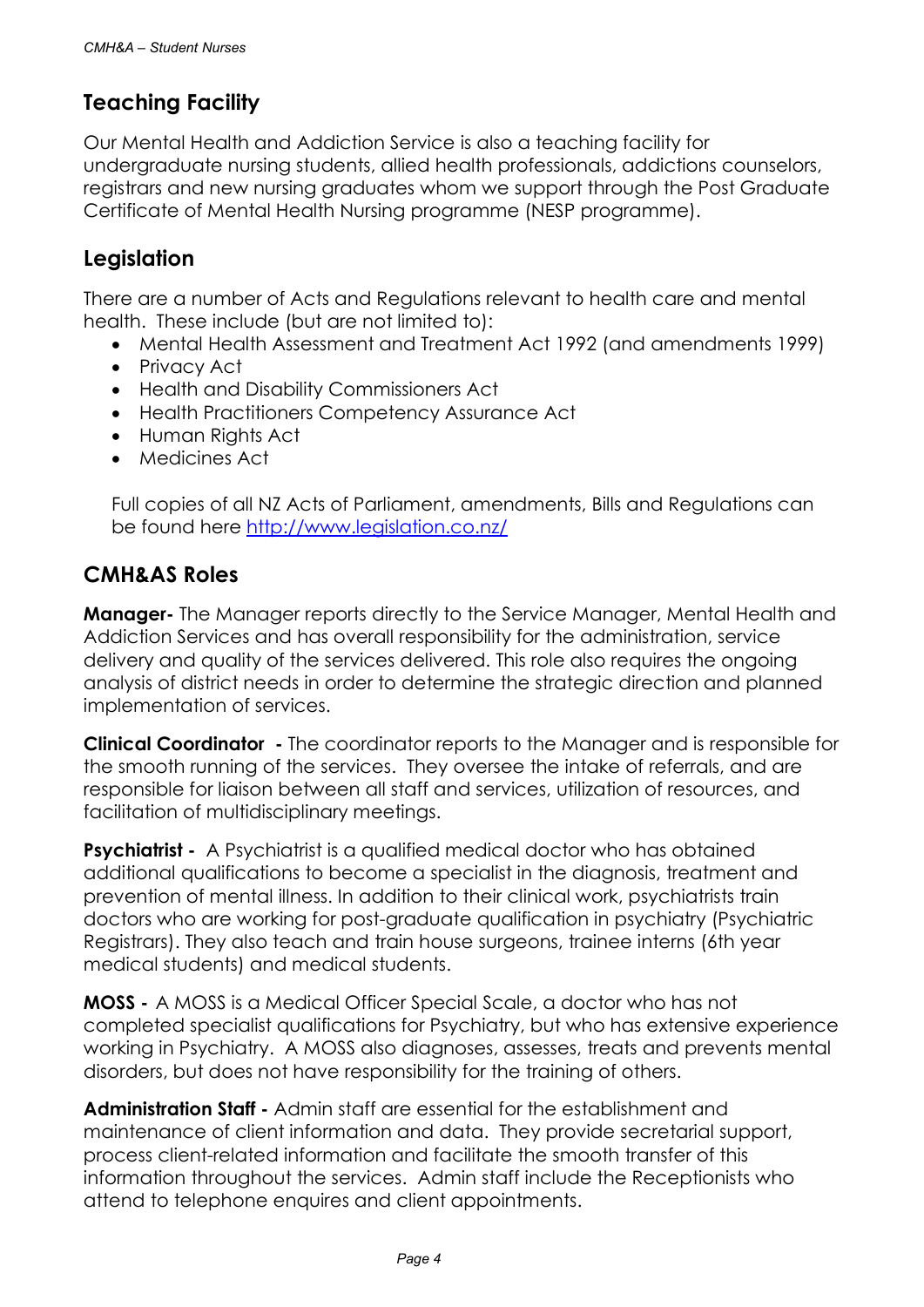## Teaching Facility

Our Mental Health and Addiction Service is also a teaching facility for undergraduate nursing students, allied health professionals, addictions counselors, registrars and new nursing graduates whom we support through the Post Graduate Certificate of Mental Health Nursing programme (NESP programme).

## Legislation

There are a number of Acts and Regulations relevant to health care and mental health. These include (but are not limited to):

- Mental Health Assessment and Treatment Act 1992 (and amendments 1999)
- Privacy Act
- Health and Disability Commissioners Act
- Health Practitioners Competency Assurance Act
- Human Rights Act
- Medicines Act

Full copies of all NZ Acts of Parliament, amendments, Bills and Regulations can be found here [http://www.legislation.co.nz/](http://www.legislation.co.nz/)

## CMH&AS Roles

**Manager-** The Manager reports directly to the Service Manager, Mental Health and Addiction Services and has overall responsibility for the administration, service delivery and quality of the services delivered. This role also requires the ongoing analysis of district needs in order to determine the strategic direction and planned implementation of services.

**Clinical Coordinator -** The coordinator reports to the Manager and is responsible for the smooth running of the services. They oversee the intake of referrals, and are responsible for liaison between all staff and services, utilization of resources, and facilitation of multidisciplinary meetings.

**Psychiatrist -** A Psychiatrist is a qualified medical doctor who has obtained additional qualifications to become a specialist in the diagnosis, treatment and prevention of mental illness. In addition to their clinical work, psychiatrists train doctors who are working for post-graduate qualification in psychiatry (Psychiatric Registrars). They also teach and train house surgeons, trainee interns (6th year medical students) and medical students.

**MOSS -** A MOSS is a Medical Officer Special Scale, a doctor who has not completed specialist qualifications for Psychiatry, but who has extensive experience working in Psychiatry. A MOSS also diagnoses, assesses, treats and prevents mental disorders, but does not have responsibility for the training of others.

**Administration Staff -** Admin staff are essential for the establishment and maintenance of client information and data. They provide secretarial support, process client-related information and facilitate the smooth transfer of this information throughout the services. Admin staff include the Receptionists who attend to telephone enquires and client appointments.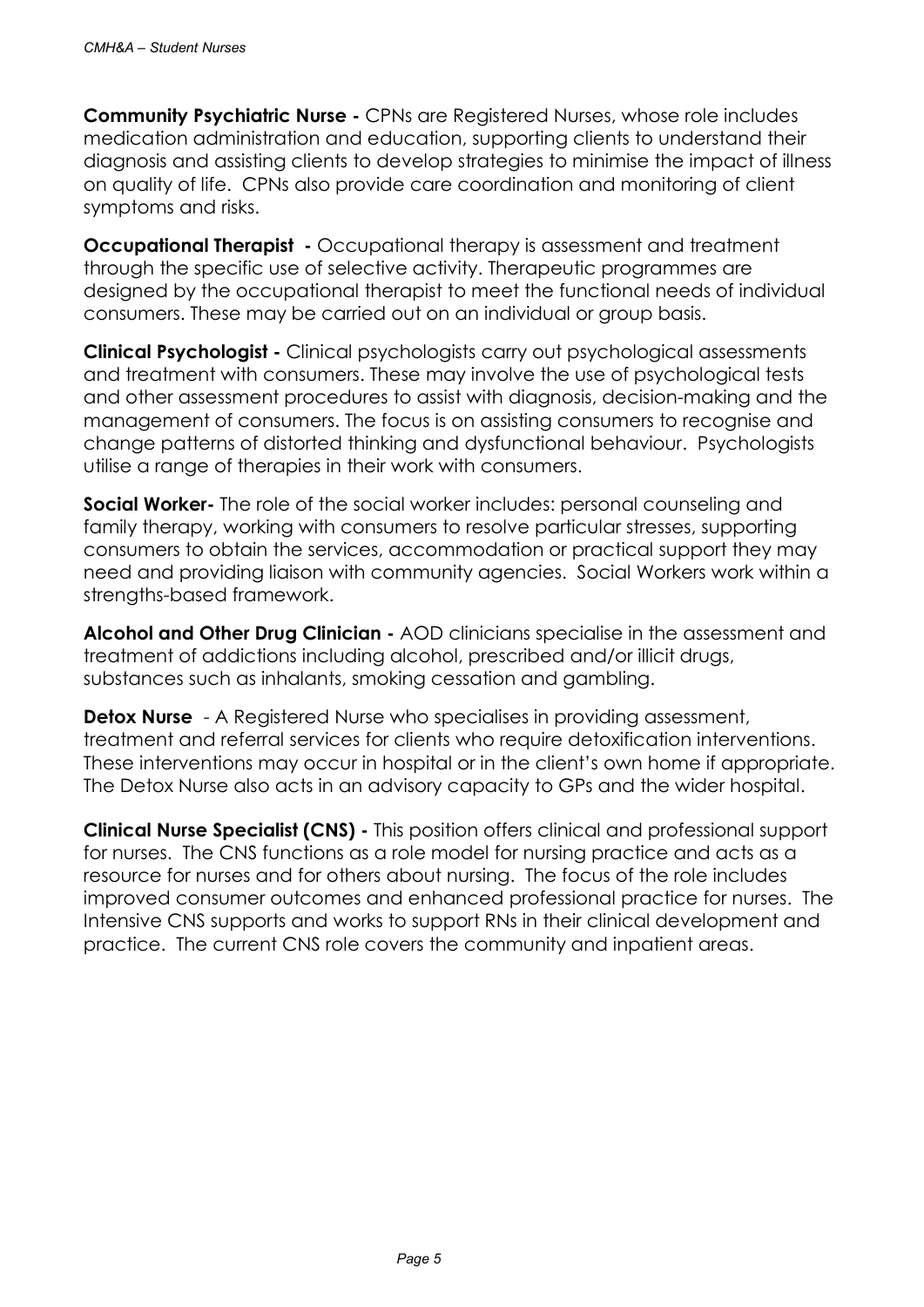**Community Psychiatric Nurse -** CPNs are Registered Nurses, whose role includes medication administration and education, supporting clients to understand their diagnosis and assisting clients to develop strategies to minimise the impact of illness on quality of life. CPNs also provide care coordination and monitoring of client symptoms and risks.

**Occupational Therapist -** Occupational therapy is assessment and treatment through the specific use of selective activity. Therapeutic programmes are designed by the occupational therapist to meet the functional needs of individual consumers. These may be carried out on an individual or group basis.

**Clinical Psychologist -** Clinical psychologists carry out psychological assessments and treatment with consumers. These may involve the use of psychological tests and other assessment procedures to assist with diagnosis, decision-making and the management of consumers. The focus is on assisting consumers to recognise and change patterns of distorted thinking and dysfunctional behaviour. Psychologists utilise a range of therapies in their work with consumers.

**Social Worker-** The role of the social worker includes: personal counseling and family therapy, working with consumers to resolve particular stresses, supporting consumers to obtain the services, accommodation or practical support they may need and providing liaison with community agencies. Social Workers work within a strengths-based framework.

**Alcohol and Other Drug Clinician -** AOD clinicians specialise in the assessment and treatment of addictions including alcohol, prescribed and/or illicit drugs, substances such as inhalants, smoking cessation and gambling.

**Detox Nurse** - A Registered Nurse who specialises in providing assessment, treatment and referral services for clients who require detoxification interventions. These interventions may occur in hospital or in the client's own home if appropriate. The Detox Nurse also acts in an advisory capacity to GPs and the wider hospital.

**Clinical Nurse Specialist (CNS) -** This position offers clinical and professional support for nurses. The CNS functions as a role model for nursing practice and acts as a resource for nurses and for others about nursing. The focus of the role includes improved consumer outcomes and enhanced professional practice for nurses. The Intensive CNS supports and works to support RNs in their clinical development and practice. The current CNS role covers the community and inpatient areas.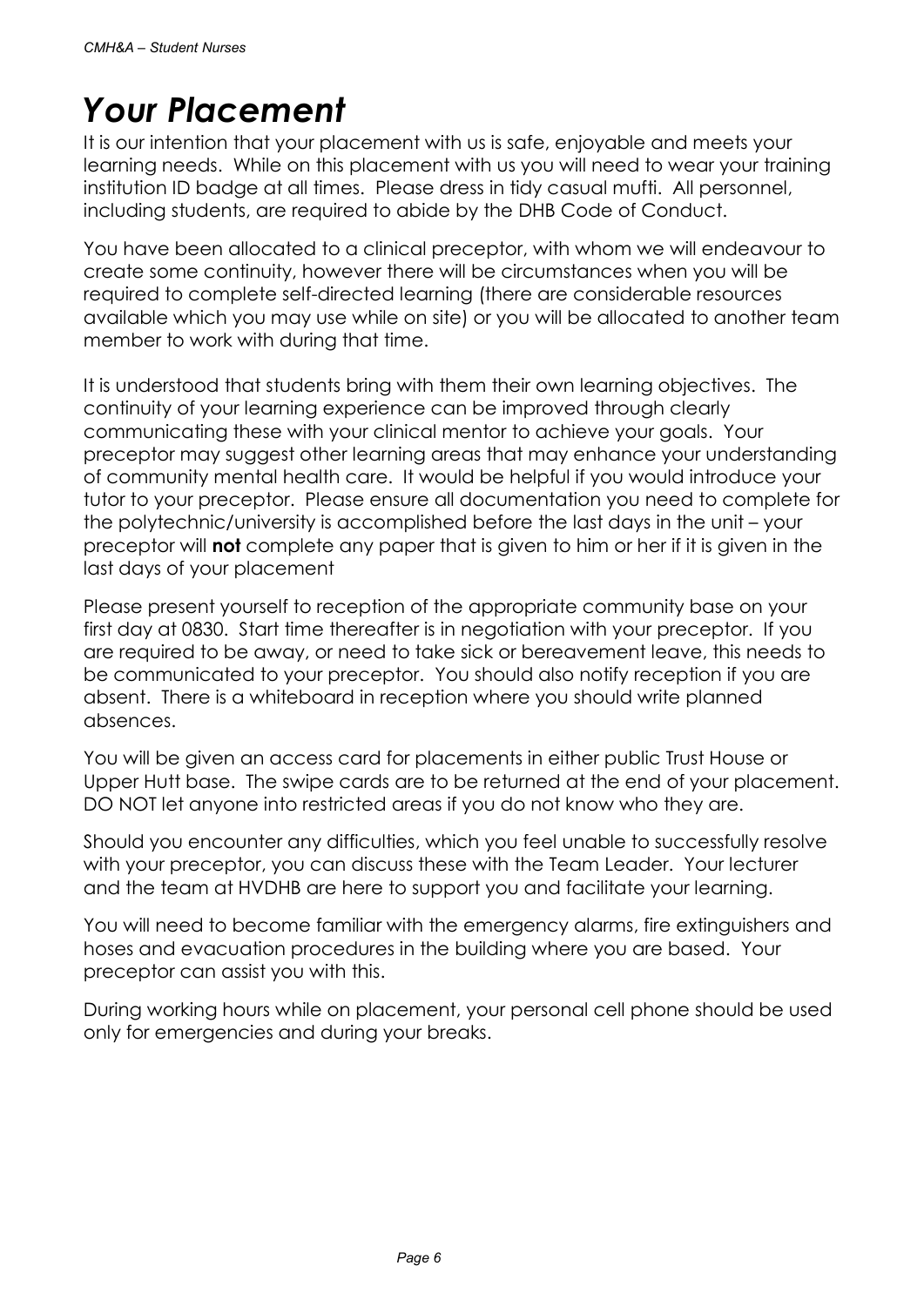# *Your Placement*

It is our intention that your placement with us is safe, enjoyable and meets your learning needs. While on this placement with us you will need to wear your training institution ID badge at all times. Please dress in tidy casual mufti. All personnel, including students, are required to abide by the DHB Code of Conduct.

You have been allocated to a clinical preceptor, with whom we will endeavour to create some continuity, however there will be circumstances when you will be required to complete self-directed learning (there are considerable resources available which you may use while on site) or you will be allocated to another team member to work with during that time.

It is understood that students bring with them their own learning objectives. The continuity of your learning experience can be improved through clearly communicating these with your clinical mentor to achieve your goals. Your preceptor may suggest other learning areas that may enhance your understanding of community mental health care. It would be helpful if you would introduce your tutor to your preceptor. Please ensure all documentation you need to complete for the polytechnic/university is accomplished before the last days in the unit – your preceptor will **not** complete any paper that is given to him or her if it is given in the last days of your placement

Please present yourself to reception of the appropriate community base on your first day at 0830. Start time thereafter is in negotiation with your preceptor. If you are required to be away, or need to take sick or bereavement leave, this needs to be communicated to your preceptor. You should also notify reception if you are absent. There is a whiteboard in reception where you should write planned absences.

You will be given an access card for placements in either public Trust House or Upper Hutt base. The swipe cards are to be returned at the end of your placement. DO NOT let anyone into restricted areas if you do not know who they are.

Should you encounter any difficulties, which you feel unable to successfully resolve with your preceptor, you can discuss these with the Team Leader. Your lecturer and the team at HVDHB are here to support you and facilitate your learning.

You will need to become familiar with the emergency alarms, fire extinguishers and hoses and evacuation procedures in the building where you are based. Your preceptor can assist you with this.

During working hours while on placement, your personal cell phone should be used only for emergencies and during your breaks.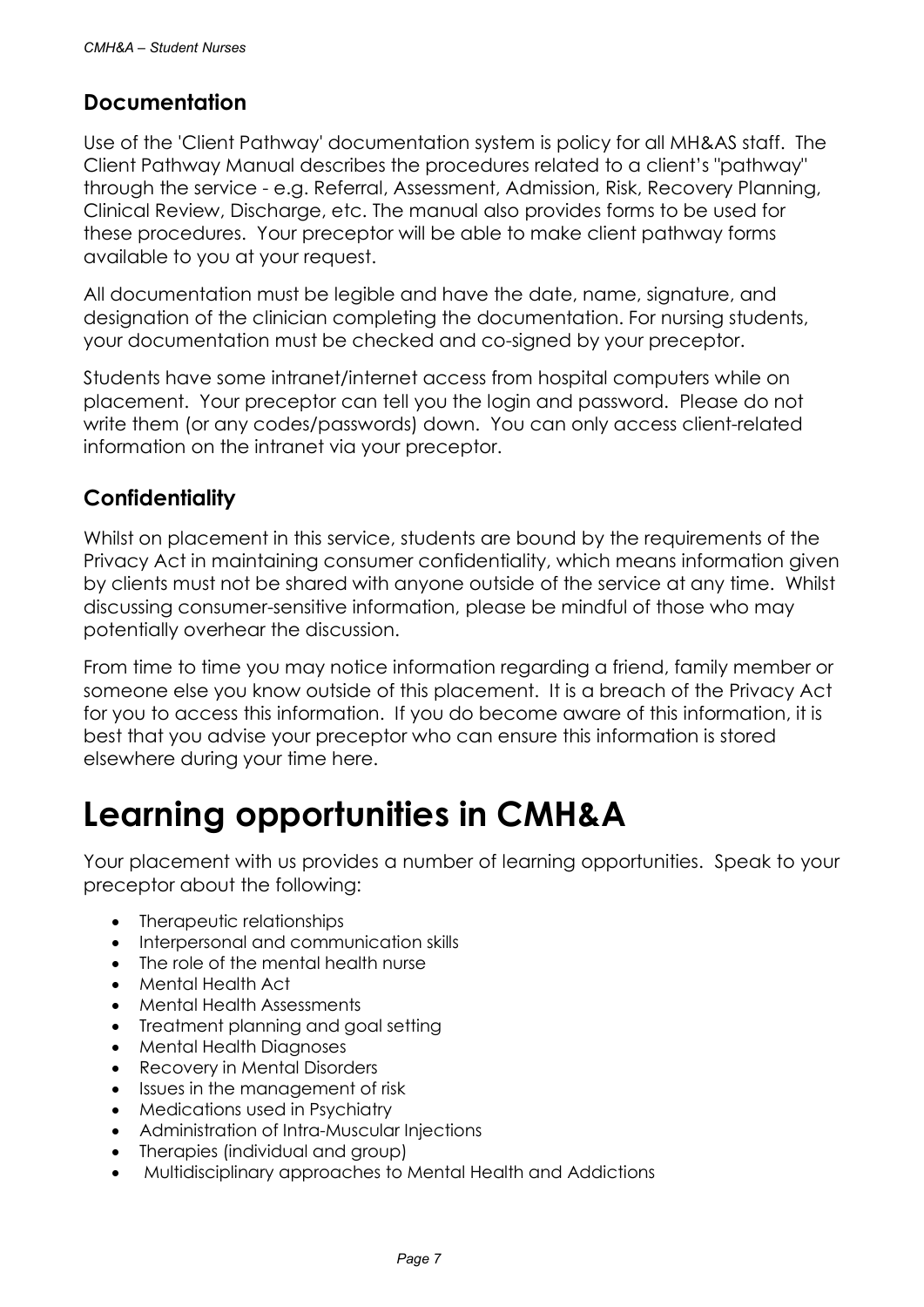## Documentation

Use of the 'Client Pathway' documentation system is policy for all MH&AS staff. The Client Pathway Manual describes the procedures related to a client's "pathway" through the service - e.g. Referral, Assessment, Admission, Risk, Recovery Planning, Clinical Review, Discharge, etc. The manual also provides forms to be used for these procedures. Your preceptor will be able to make client pathway forms available to you at your request.

All documentation must be legible and have the date, name, signature, and designation of the clinician completing the documentation. For nursing students, your documentation must be checked and co-signed by your preceptor.

Students have some intranet/internet access from hospital computers while on placement. Your preceptor can tell you the login and password. Please do not write them (or any codes/passwords) down. You can only access client-related information on the intranet via your preceptor.

## Confidentiality

Whilst on placement in this service, students are bound by the requirements of the Privacy Act in maintaining consumer confidentiality, which means information given by clients must not be shared with anyone outside of the service at any time. Whilst discussing consumer-sensitive information, please be mindful of those who may potentially overhear the discussion.

From time to time you may notice information regarding a friend, family member or someone else you know outside of this placement. It is a breach of the Privacy Act for you to access this information. If you do become aware of this information, it is best that you advise your preceptor who can ensure this information is stored elsewhere during your time here.

# Learning opportunities in CMH&A

Your placement with us provides a number of learning opportunities. Speak to your preceptor about the following:

- Therapeutic relationships
- Interpersonal and communication skills
- The role of the mental health nurse
- Mental Health Act
- Mental Health Assessments
- Treatment planning and goal setting
- Mental Health Diagnoses
- Recovery in Mental Disorders
- Issues in the management of risk
- Medications used in Psychiatry
- Administration of Intra-Muscular Injections
- Therapies (individual and group)
- Multidisciplinary approaches to Mental Health and Addictions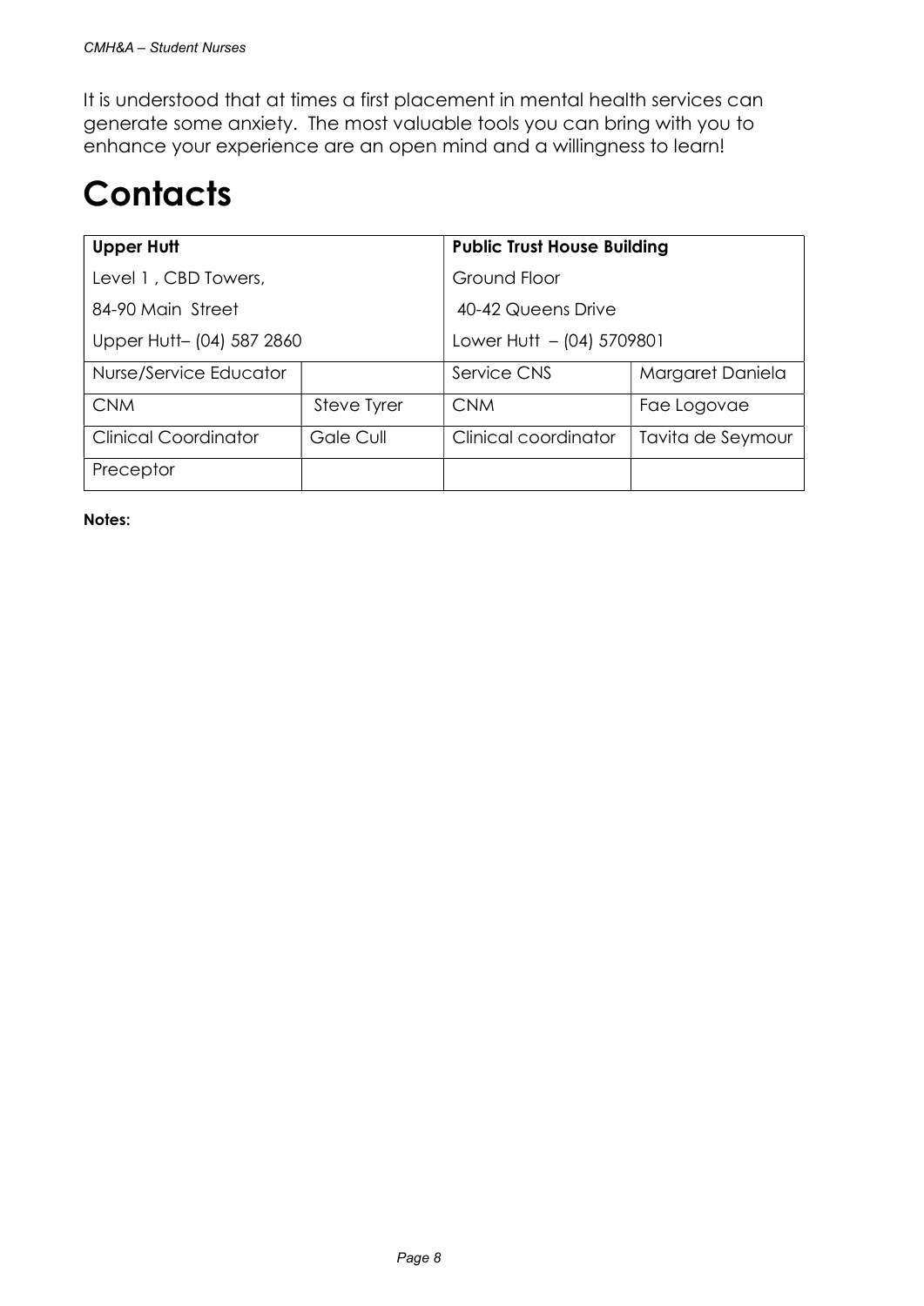It is understood that at times a first placement in mental health services can generate some anxiety. The most valuable tools you can bring with you to enhance your experience are an open mind and a willingness to learn!

# Contacts

| **Upper Hutt** | | **Public Trust House Building** | |
|---|---|---|---|
| Level 1 , CBD Towers, | | Ground Floor | |
| 84-90 Main Street | | 40-42 Queens Drive | |
| Upper Hutt– (04) 587 2860 | | Lower Hutt – (04) 5709801 | |
| Nurse/Service Educator | | Service CNS | Margaret Daniela |
| CNM | Steve Tyrer | CNM | Fae Logovae |
| Clinical Coordinator | Gale Cull | Clinical coordinator | Tavita de Seymour |
| Preceptor | | | |

**Notes:**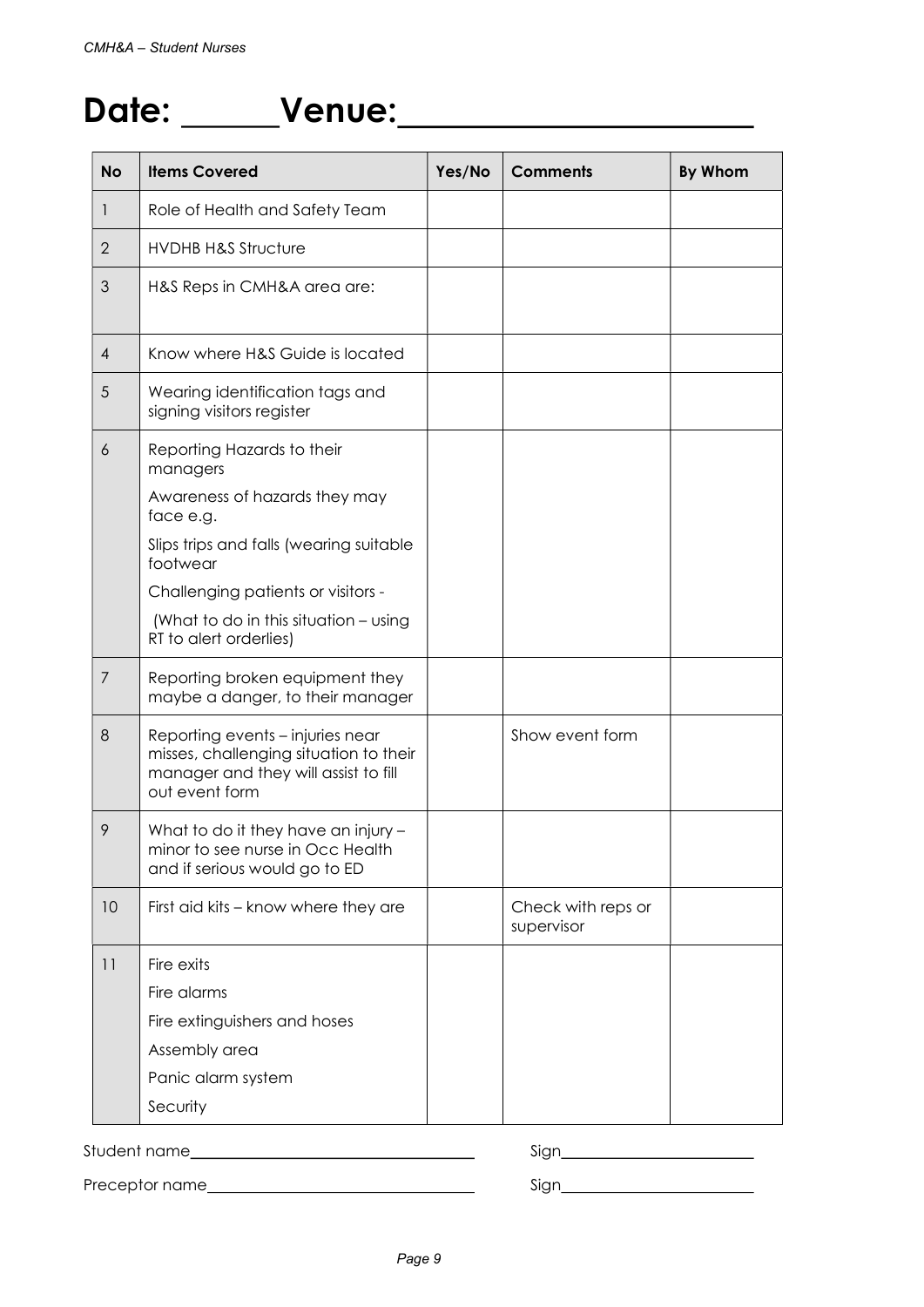# Date: ______Venue:______________________

| No | Items Covered | Yes/No | Comments | By Whom |
|---|---|---|---|---|
| 1 | Role of Health and Safety Team | | | |
| 2 | HVDHB H&S Structure | | | |
| 3 | H&S Reps in CMH&A area are: | | | |
| 4 | Know where H&S Guide is located | | | |
| 5 | Wearing identification tags and signing visitors register | | | |
| 6 | Reporting Hazards to their managers<br>Awareness of hazards they may face e.g.<br>Slips trips and falls (wearing suitable footwear<br>Challenging patients or visitors -<br>(What to do in this situation – using RT to alert orderlies) | | | |
| 7 | Reporting broken equipment they maybe a danger, to their manager | | | |
| 8 | Reporting events – injuries near misses, challenging situation to their manager and they will assist to fill out event form | | Show event form | |
| 9 | What to do it they have an injury – minor to see nurse in Occ Health and if serious would go to ED | | | |
| 10 | First aid kits – know where they are | | Check with reps or supervisor | |
| 11 | Fire exits<br>Fire alarms<br>Fire extinguishers and hoses<br>Assembly area<br>Panic alarm system<br>Security | | | |

Student name_______________________ Sign_______________

Preceptor name_______________________ Sign_______________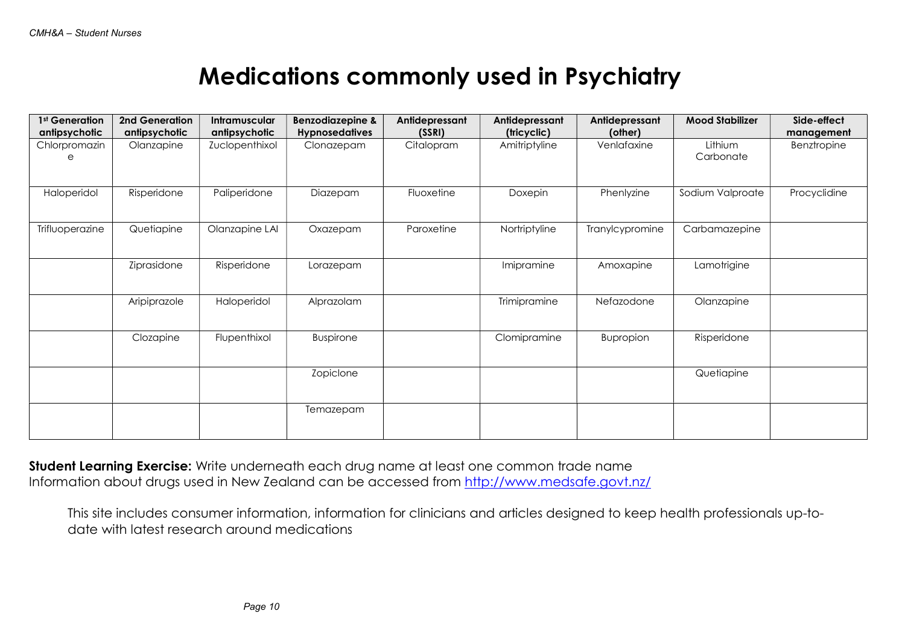# Medications commonly used in Psychiatry

| 1st Generation antipsychotic | 2nd Generation antipsychotic | Intramuscular antipsychotic | Benzodiazepine & Hypnosedatives | Antidepressant (SSRI) | Antidepressant (tricyclic) | Antidepressant (other) | Mood Stabilizer | Side-effect management |
|---|---|---|---|---|---|---|---|---|
| Chlorpromazine | Olanzapine | Zuclopenthixol | Clonazepam | Citalopram | Amitriptyline | Venlafaxine | Lithium Carbonate | Benztropine |
| Haloperidol | Risperidone | Paliperidone | Diazepam | Fluoxetine | Doxepin | Phenlyzine | Sodium Valproate | Procyclidine |
| Trifluoperazine | Quetiapine | Olanzapine LAI | Oxazepam | Paroxetine | Nortriptyline | Tranylcypromine | Carbamazepine | |
| | Ziprasidone | Risperidone | Lorazepam | | Imipramine | Amoxapine | Lamotrigine | |
| | Aripiprazole | Haloperidol | Alprazolam | | Trimipramine | Nefazodone | Olanzapine | |
| | Clozapine | Flupenthixol | Buspirone | | Clomipramine | Bupropion | Risperidone | |
| | | | Zopiclone | | | | Quetiapine | |
| | | | Temazepam | | | | | |

**Student Learning Exercise:** Write underneath each drug name at least one common trade name
Information about drugs used in New Zealand can be accessed from http://www.medsafe.govt.nz/

This site includes consumer information, information for clinicians and articles designed to keep health professionals up-to-date with latest research around medications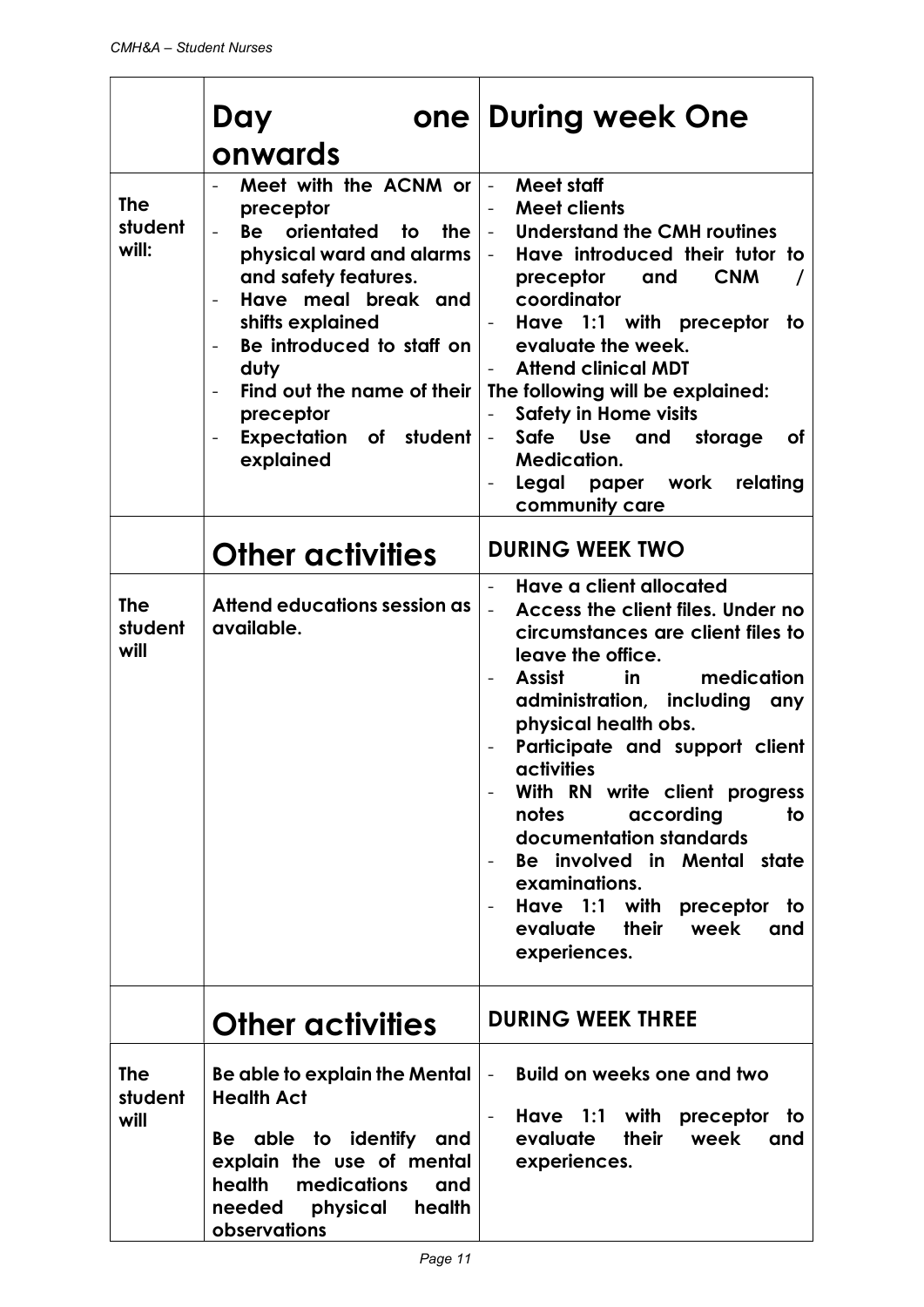| | Day one onwards | During week One |
|---|---|---|
| **The student will:** | - Meet with the ACNM or preceptor<br>- Be orientated to the physical ward and alarms and safety features.<br>- Have meal break and shifts explained<br>- Be introduced to staff on duty<br>- Find out the name of their preceptor<br>- Expectation of student explained | - Meet staff<br>- Meet clients<br>- Understand the CMH routines<br>- Have introduced their tutor to preceptor and CNM / coordinator<br>- Have 1:1 with preceptor to evaluate the week.<br>- Attend clinical MDT<br>The following will be explained:<br>- Safety in Home visits<br>- Safe Use and storage of Medication.<br>- Legal paper work relating community care |
| | **Other activities** | **DURING WEEK TWO** |
| **The student will** | Attend educations session as available. | - Have a client allocated<br>- Access the client files. Under no circumstances are client files to leave the office.<br>- Assist in medication administration, including any physical health obs.<br>- Participate and support client activities<br>- With RN write client progress notes according to documentation standards<br>- Be involved in Mental state examinations.<br>- Have 1:1 with preceptor to evaluate their week and experiences. |
| | **Other activities** | **DURING WEEK THREE** |
| **The student will** | Be able to explain the Mental Health Act<br><br>Be able to identify and explain the use of mental health medications and needed physical health observations | - Build on weeks one and two<br>- Have 1:1 with preceptor to evaluate their week and experiences. |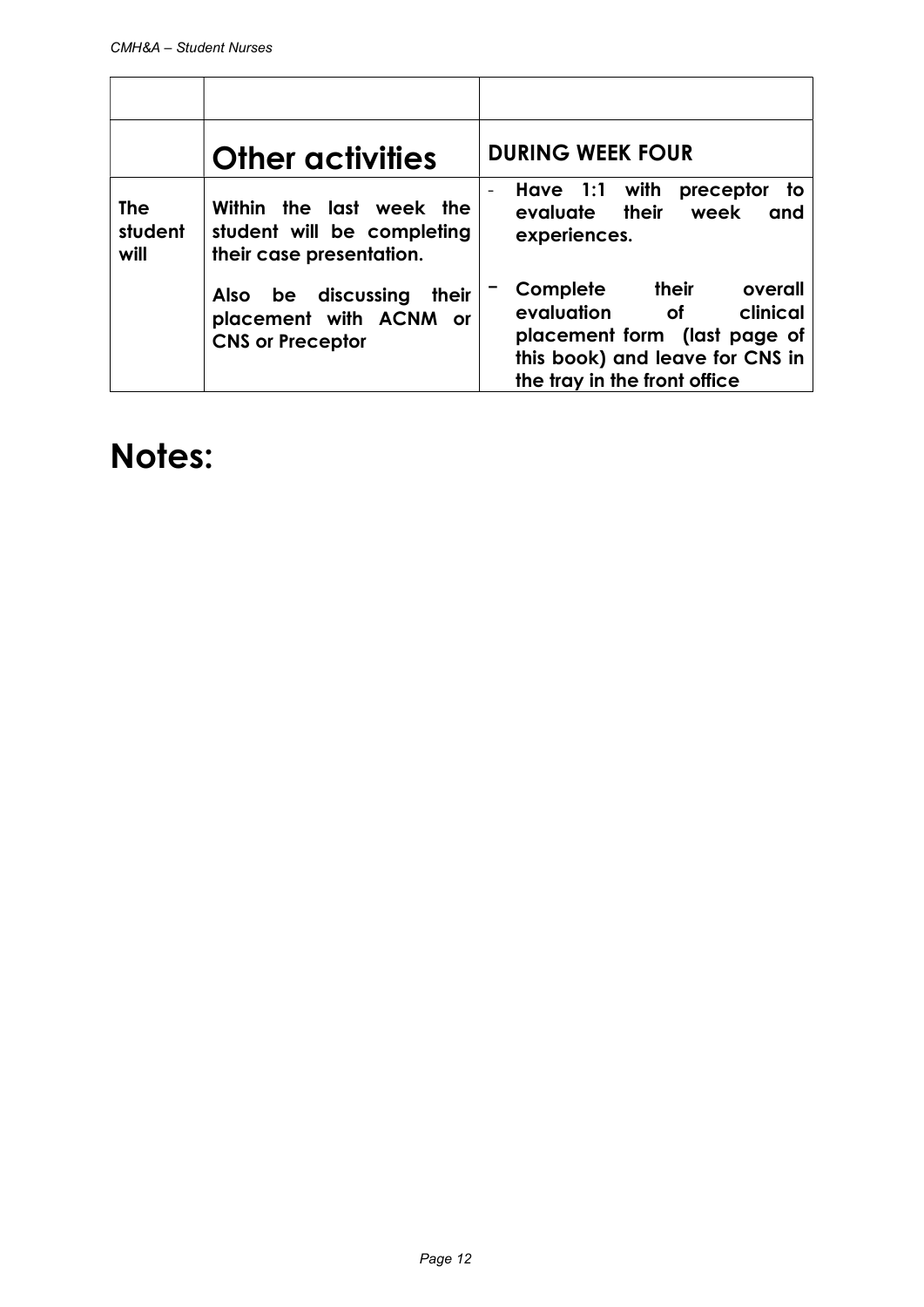| | | |
|---|---|---|
| | **Other activities** | **DURING WEEK FOUR** |
| **The student will** | **Within the last week the student will be completing their case presentation.**<br><br>**Also be discussing their placement with ACNM or CNS or Preceptor** | - **Have 1:1 with preceptor to evaluate their week and experiences.**<br><br>- **Complete their overall evaluation of clinical placement form (last page of this book) and leave for CNS in the tray in the front office** |

# Notes: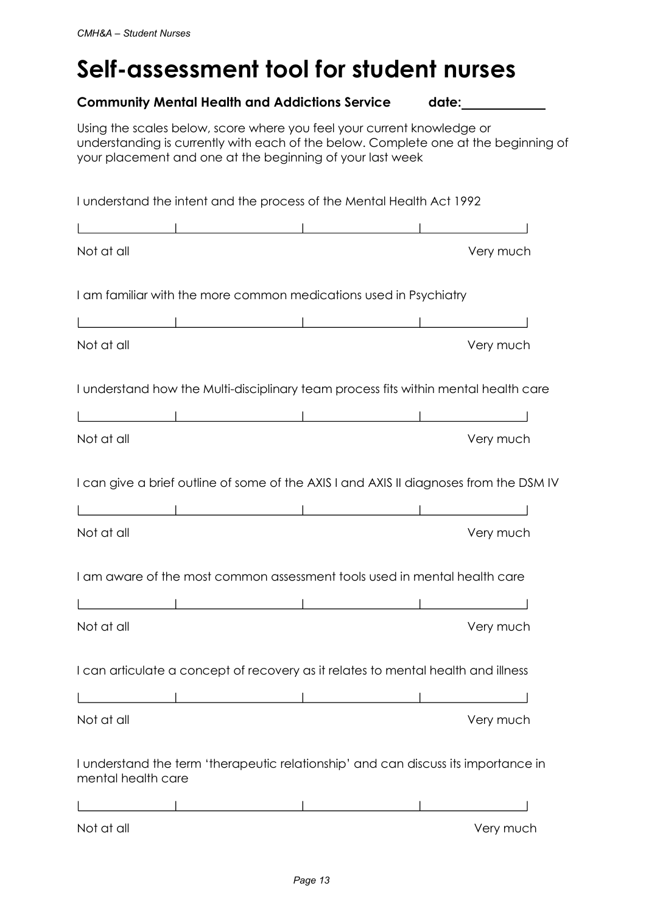# Self-assessment tool for student nurses

**Community Mental Health and Addictions Service** **date:**\_\_\_\_\_\_\_\_\_\_\_\_

Using the scales below, score where you feel your current knowledge or understanding is currently with each of the below. Complete one at the beginning of your placement and one at the beginning of your last week

I understand the intent and the process of the Mental Health Act 1992

|\_\_\_\_\_\_\_\_\_\_|\_\_\_\_\_\_\_\_\_\_\_\_\_\_|\_\_\_\_\_\_\_\_\_\_\_\_\_|\_\_\_\_\_\_\_\_\_\_\_\_|

Not at all                                                                                                Very much

I am familiar with the more common medications used in Psychiatry

|\_\_\_\_\_\_\_\_\_\_|\_\_\_\_\_\_\_\_\_\_\_\_\_\_|\_\_\_\_\_\_\_\_\_\_\_\_\_|\_\_\_\_\_\_\_\_\_\_\_\_|

Not at all                                                                                                Very much

I understand how the Multi-disciplinary team process fits within mental health care

|\_\_\_\_\_\_\_\_\_\_|\_\_\_\_\_\_\_\_\_\_\_\_\_\_|\_\_\_\_\_\_\_\_\_\_\_\_\_|\_\_\_\_\_\_\_\_\_\_\_\_|

Not at all                                                                                                Very much

I can give a brief outline of some of the AXIS I and AXIS II diagnoses from the DSM IV

|\_\_\_\_\_\_\_\_\_\_|\_\_\_\_\_\_\_\_\_\_\_\_\_\_|\_\_\_\_\_\_\_\_\_\_\_\_\_|\_\_\_\_\_\_\_\_\_\_\_\_|

Not at all                                                                                                Very much

I am aware of the most common assessment tools used in mental health care

|\_\_\_\_\_\_\_\_\_\_|\_\_\_\_\_\_\_\_\_\_\_\_\_\_|\_\_\_\_\_\_\_\_\_\_\_\_\_|\_\_\_\_\_\_\_\_\_\_\_\_|

Not at all                                                                                                Very much

I can articulate a concept of recovery as it relates to mental health and illness

|\_\_\_\_\_\_\_\_\_\_|\_\_\_\_\_\_\_\_\_\_\_\_\_\_|\_\_\_\_\_\_\_\_\_\_\_\_\_|\_\_\_\_\_\_\_\_\_\_\_\_|

Not at all                                                                                                Very much

I understand the term 'therapeutic relationship' and can discuss its importance in mental health care

|\_\_\_\_\_\_\_\_\_\_|\_\_\_\_\_\_\_\_\_\_\_\_\_\_|\_\_\_\_\_\_\_\_\_\_\_\_\_|\_\_\_\_\_\_\_\_\_\_\_\_|

Not at all                                                                                                Very much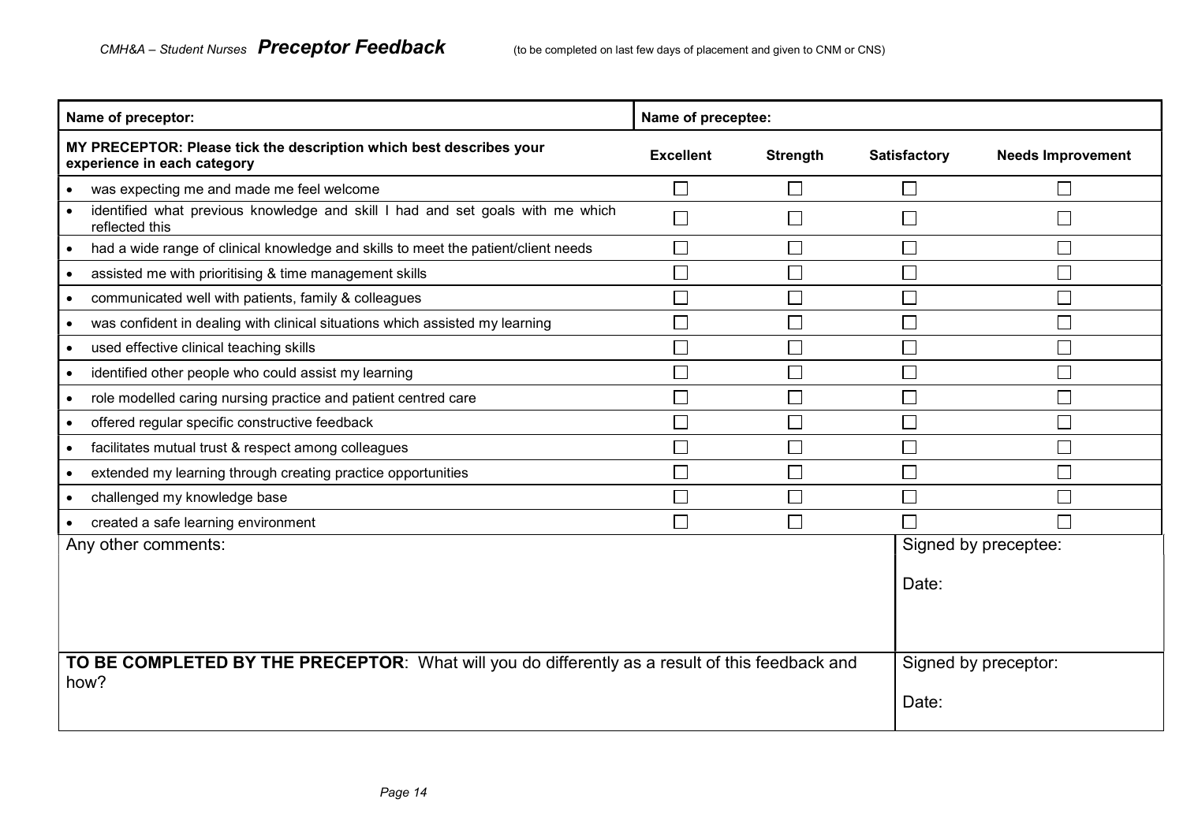*CMH&A – Student Nurses* ***Preceptor Feedback*** (to be completed on last few days of placement and given to CNM or CNS)

| Name of preceptor: | Name of preceptee: | | | |
|---|---|---|---|---|
| **MY PRECEPTOR: Please tick the description which best describes your experience in each category** | **Excellent** | **Strength** | **Satisfactory** | **Needs Improvement** |
| • was expecting me and made me feel welcome | ☐ | ☐ | ☐ | ☐ |
| • identified what previous knowledge and skill I had and set goals with me which reflected this | ☐ | ☐ | ☐ | ☐ |
| • had a wide range of clinical knowledge and skills to meet the patient/client needs | ☐ | ☐ | ☐ | ☐ |
| • assisted me with prioritising & time management skills | ☐ | ☐ | ☐ | ☐ |
| • communicated well with patients, family & colleagues | ☐ | ☐ | ☐ | ☐ |
| • was confident in dealing with clinical situations which assisted my learning | ☐ | ☐ | ☐ | ☐ |
| • used effective clinical teaching skills | ☐ | ☐ | ☐ | ☐ |
| • identified other people who could assist my learning | ☐ | ☐ | ☐ | ☐ |
| • role modelled caring nursing practice and patient centred care | ☐ | ☐ | ☐ | ☐ |
| • offered regular specific constructive feedback | ☐ | ☐ | ☐ | ☐ |
| • facilitates mutual trust & respect among colleagues | ☐ | ☐ | ☐ | ☐ |
| • extended my learning through creating practice opportunities | ☐ | ☐ | ☐ | ☐ |
| • challenged my knowledge base | ☐ | ☐ | ☐ | ☐ |
| • created a safe learning environment | ☐ | ☐ | ☐ | ☐ |

| Any other comments: | Signed by preceptee:<br><br>Date: |
|---|---|
| **TO BE COMPLETED BY THE PRECEPTOR**: What will you do differently as a result of this feedback and how? | Signed by preceptor:<br><br>Date: |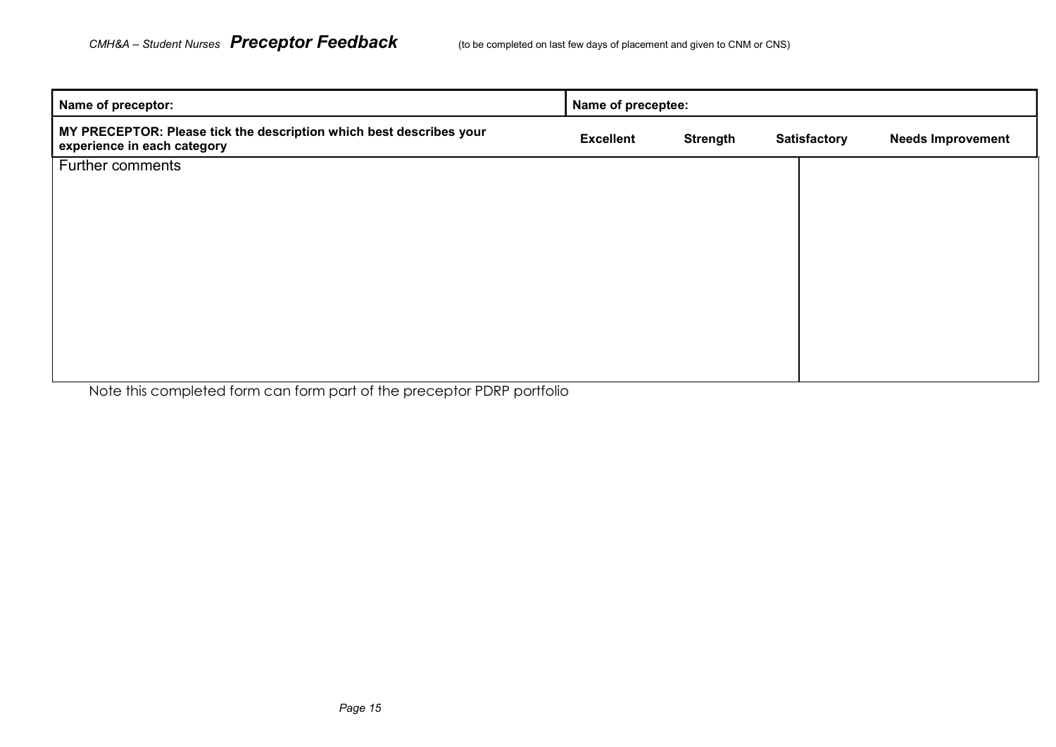*CMH&A – Student Nurses* ***Preceptor Feedback*** (to be completed on last few days of placement and given to CNM or CNS)

| **Name of preceptor:** | **Name of preceptee:** | | | |
|---|---|---|---|---|
| **MY PRECEPTOR: Please tick the description which best describes your experience in each category** | **Excellent** | **Strength** | **Satisfactory** | **Needs Improvement** |
| Further comments | | | | |

Note this completed form can form part of the preceptor PDRP portfolio